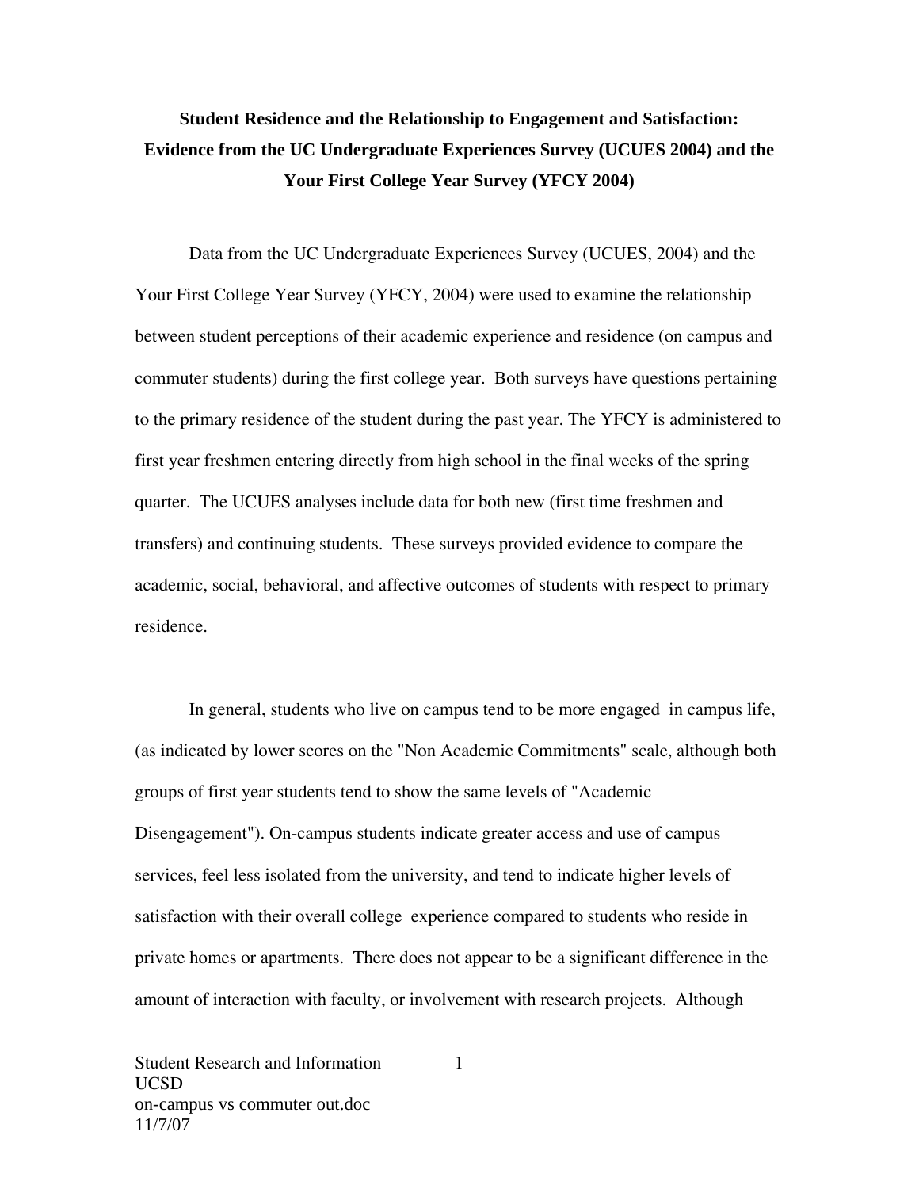# Student Residence and the Relationship to Engagement and Satisfaction: Evidence from the UC Undergraduate Experiences Survey (UCUES 2004) and the Your First College Year Survey (YFCY 2004)

Data from the UC Undergraduate Experiences Survey (UCUES, 2004) and the Your First College Year Survey (YFCY, 2004) were used to examine the relationship between student perceptions of their academic experience and residence (on campus and commuter students) during the first college year. Both surveys have questions pertaining to the primary residence of the student during the past year. The YFCY is administered to first year freshmen entering directly from high school in the final weeks of the spring quarter. The UCUES analyses include data for both new (first time freshmen and transfers) and continuing students. These surveys provided evidence to compare the academic, social, behavioral, and affective outcomes of students with respect to primary residence.

In general, students who live on campus tend to be more engaged in campus life, (as indicated by lower scores on the "Non Academic Commitments" scale, although both groups of first year students tend to show the same levels of "Academic Disengagement"). On-campus students indicate greater access and use of campus services, feel less isolated from the university, and tend to indicate higher levels of satisfaction with their overall college experience compared to students who reside in private homes or apartments. There does not appear to be a significant difference in the amount of interaction with faculty, or involvement with research projects. Although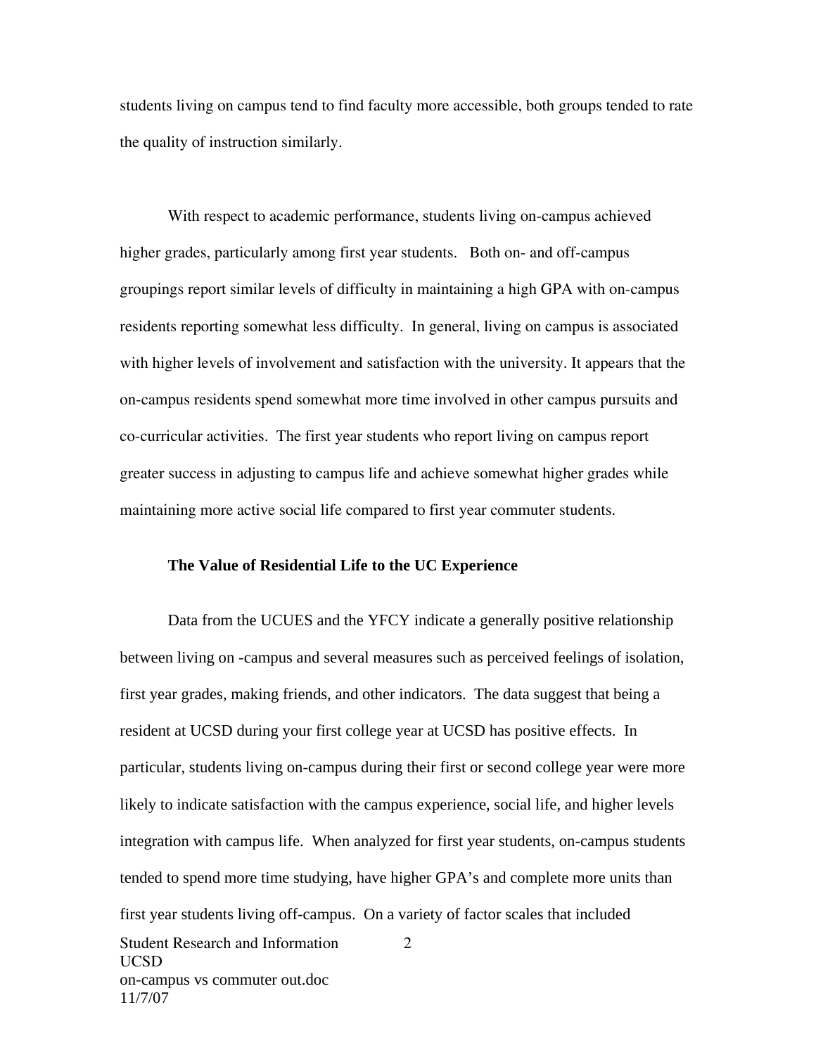students living on campus tend to find faculty more accessible, both groups tended to rate the quality of instruction similarly.

With respect to academic performance, students living on-campus achieved higher grades, particularly among first year students. Both on- and off-campus groupings report similar levels of difficulty in maintaining a high GPA with on-campus residents reporting somewhat less difficulty. In general, living on campus is associated with higher levels of involvement and satisfaction with the university. It appears that the on-campus residents spend somewhat more time involved in other campus pursuits and co-curricular activities. The first year students who report living on campus report greater success in adjusting to campus life and achieve somewhat higher grades while maintaining more active social life compared to first year commuter students.

**The Value of Residential Life to the UC Experience**

Data from the UCUES and the YFCY indicate a generally positive relationship between living on -campus and several measures such as perceived feelings of isolation, first year grades, making friends, and other indicators. The data suggest that being a resident at UCSD during your first college year at UCSD has positive effects. In particular, students living on-campus during their first or second college year were more likely to indicate satisfaction with the campus experience, social life, and higher levels integration with campus life. When analyzed for first year students, on-campus students tended to spend more time studying, have higher GPA's and complete more units than first year students living off-campus. On a variety of factor scales that included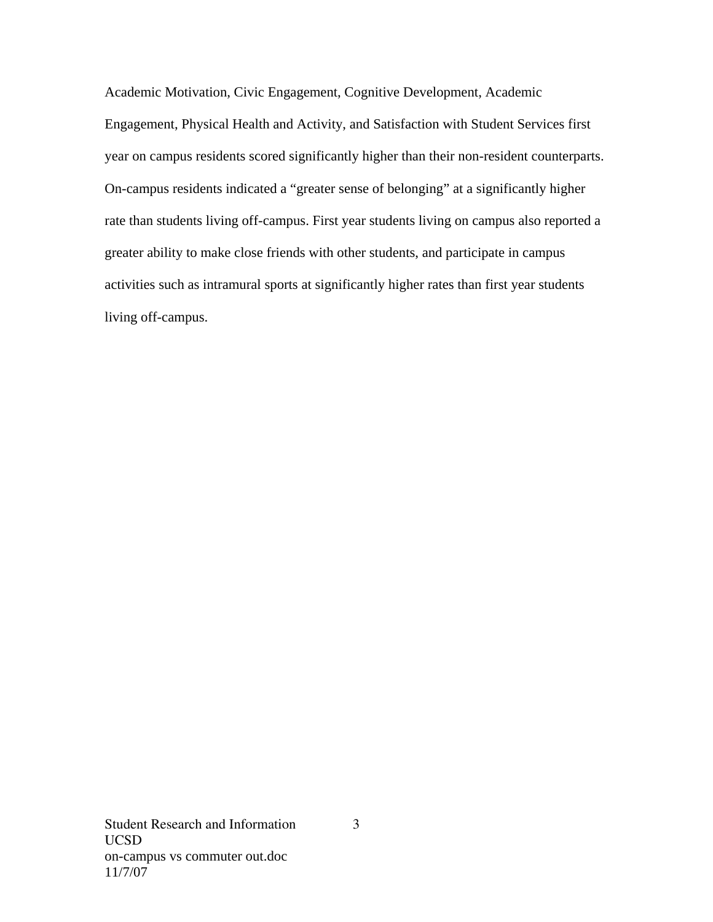Academic Motivation, Civic Engagement, Cognitive Development, Academic Engagement, Physical Health and Activity, and Satisfaction with Student Services first year on campus residents scored significantly higher than their non-resident counterparts. On-campus residents indicated a "greater sense of belonging" at a significantly higher rate than students living off-campus. First year students living on campus also reported a greater ability to make close friends with other students, and participate in campus activities such as intramural sports at significantly higher rates than first year students living off-campus.